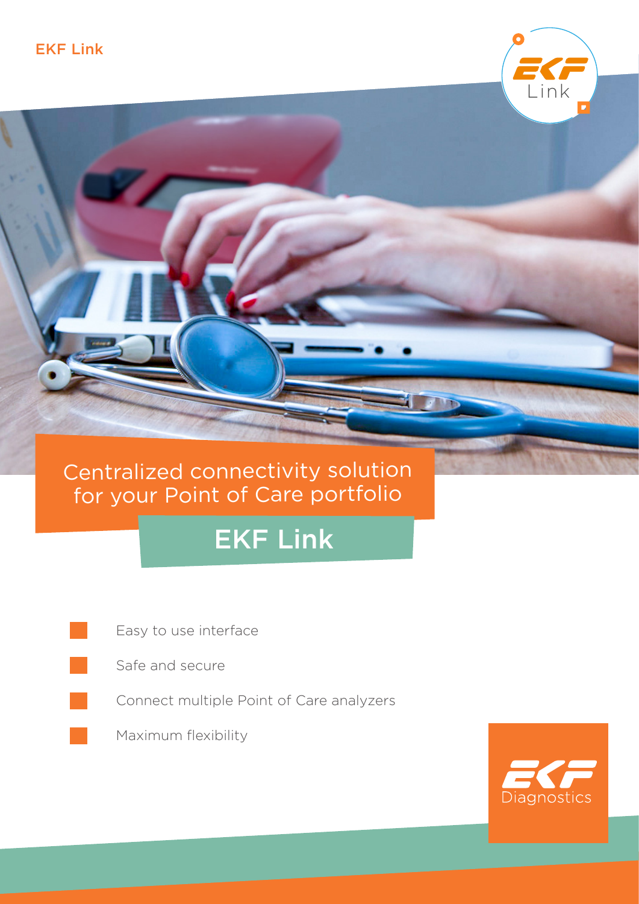EKF Link

# Centralized connectivity solution for your Point of Care portfolio

## EKF Link

- Easy to use interface
- Safe and secure
- Connect multiple Point of Care analyzers
- Maximum flexibility

EKF Diagnostics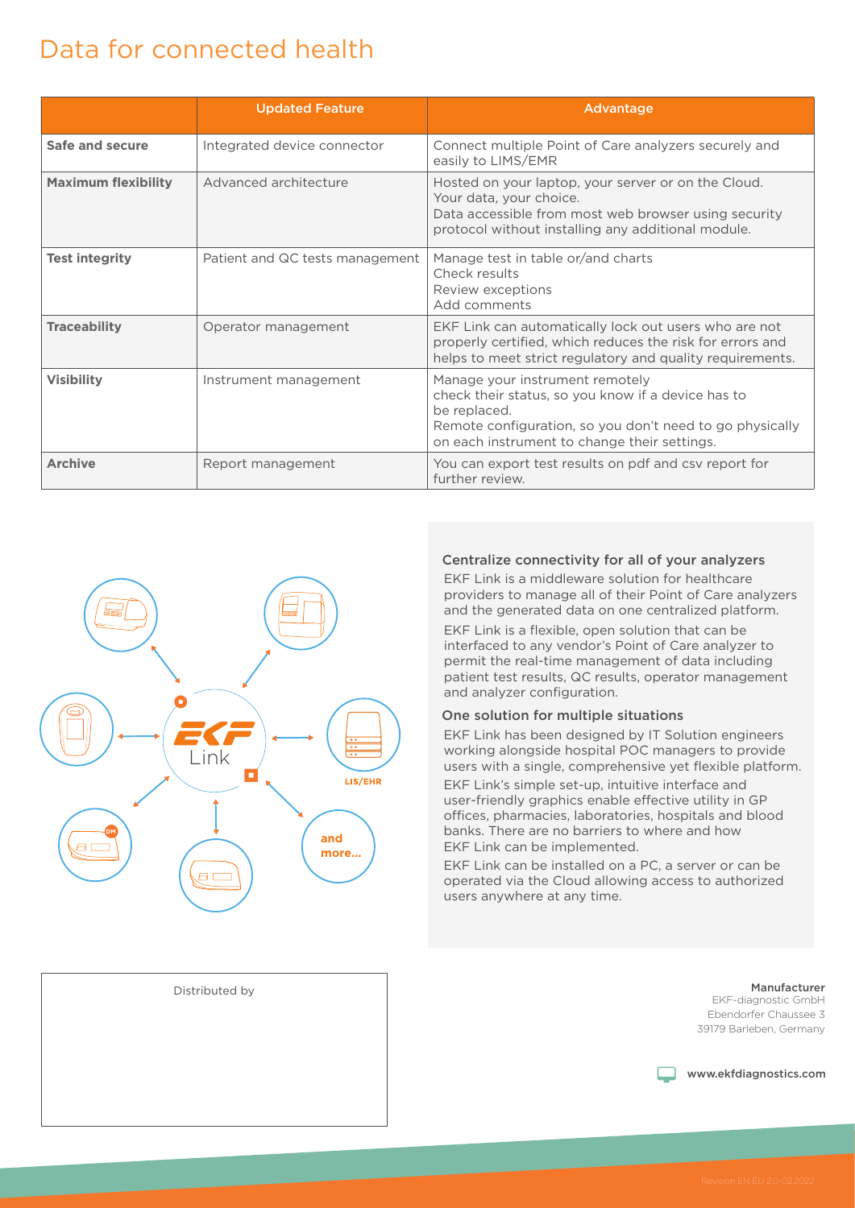# Data for connected health

| | Updated Feature | Advantage |
|---|---|---|
| **Safe and secure** | Integrated device connector | Connect multiple Point of Care analyzers securely and easily to LIMS/EMR |
| **Maximum flexibility** | Advanced architecture | Hosted on your laptop, your server or on the Cloud. Your data, your choice. Data accessible from most web browser using security protocol without installing any additional module. |
| **Test integrity** | Patient and QC tests management | Manage test in table or/and charts<br>Check results<br>Review exceptions<br>Add comments |
| **Traceability** | Operator management | EKF Link can automatically lock out users who are not properly certified, which reduces the risk for errors and helps to meet strict regulatory and quality requirements. |
| **Visibility** | Instrument management | Manage your instrument remotely check their status, so you know if a device has to be replaced.<br>Remote configuration, so you don't need to go physically on each instrument to change their settings. |
| **Archive** | Report management | You can export test results on pdf and csv report for further review. |

EKF
Link
LIS/EHR
DM
and more...

### Centralize connectivity for all of your analyzers

EKF Link is a middleware solution for healthcare providers to manage all of their Point of Care analyzers and the generated data on one centralized platform.

EKF Link is a flexible, open solution that can be interfaced to any vendor's Point of Care analyzer to permit the real-time management of data including patient test results, QC results, operator management and analyzer configuration.

### One solution for multiple situations

EKF Link has been designed by IT Solution engineers working alongside hospital POC managers to provide users with a single, comprehensive yet flexible platform.

EKF Link's simple set-up, intuitive interface and user-friendly graphics enable effective utility in GP offices, pharmacies, laboratories, hospitals and blood banks. There are no barriers to where and how EKF Link can be implemented.

EKF Link can be installed on a PC, a server or can be operated via the Cloud allowing access to authorized users anywhere at any time.

Distributed by

**Manufacturer**
EKF-diagnostic GmbH
Ebendorfer Chaussee 3
39179 Barleben, Germany

www.ekfdiagnostics.com

Revision EN EU 20-02.2022